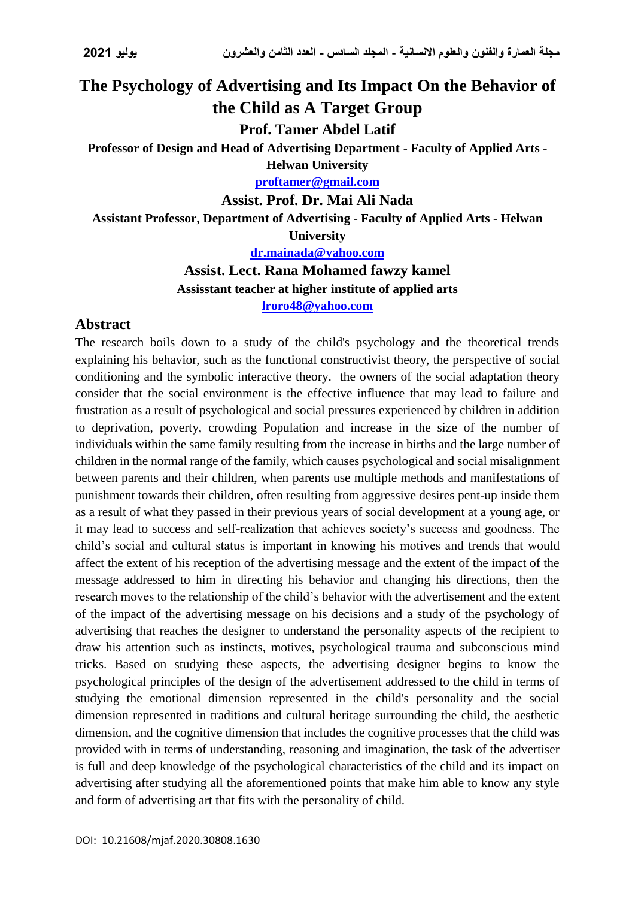# The Psychology of Advertising and Its Impact On the Behavior of the Child as A Target Group

**Prof. Tamer Abdel Latif**

**Professor of Design and Head of Advertising Department - Faculty of Applied Arts - Helwan University**

**proftamer@gmail.com**

**Assist. Prof. Dr. Mai Ali Nada**

**Assistant Professor, Department of Advertising - Faculty of Applied Arts - Helwan University**

**dr.mainada@yahoo.com**

**Assist. Lect. Rana Mohamed fawzy kamel**

**Assisstant teacher at higher institute of applied arts**

**lroro48@yahoo.com**

## Abstract

The research boils down to a study of the child's psychology and the theoretical trends explaining his behavior, such as the functional constructivist theory, the perspective of social conditioning and the symbolic interactive theory. the owners of the social adaptation theory consider that the social environment is the effective influence that may lead to failure and frustration as a result of psychological and social pressures experienced by children in addition to deprivation, poverty, crowding Population and increase in the size of the number of individuals within the same family resulting from the increase in births and the large number of children in the normal range of the family, which causes psychological and social misalignment between parents and their children, when parents use multiple methods and manifestations of punishment towards their children, often resulting from aggressive desires pent-up inside them as a result of what they passed in their previous years of social development at a young age, or it may lead to success and self-realization that achieves society's success and goodness. The child's social and cultural status is important in knowing his motives and trends that would affect the extent of his reception of the advertising message and the extent of the impact of the message addressed to him in directing his behavior and changing his directions, then the research moves to the relationship of the child's behavior with the advertisement and the extent of the impact of the advertising message on his decisions and a study of the psychology of advertising that reaches the designer to understand the personality aspects of the recipient to draw his attention such as instincts, motives, psychological trauma and subconscious mind tricks. Based on studying these aspects, the advertising designer begins to know the psychological principles of the design of the advertisement addressed to the child in terms of studying the emotional dimension represented in the child's personality and the social dimension represented in traditions and cultural heritage surrounding the child, the aesthetic dimension, and the cognitive dimension that includes the cognitive processes that the child was provided with in terms of understanding, reasoning and imagination, the task of the advertiser is full and deep knowledge of the psychological characteristics of the child and its impact on advertising after studying all the aforementioned points that make him able to know any style and form of advertising art that fits with the personality of child.

DOI: 10.21608/mjaf.2020.30808.1630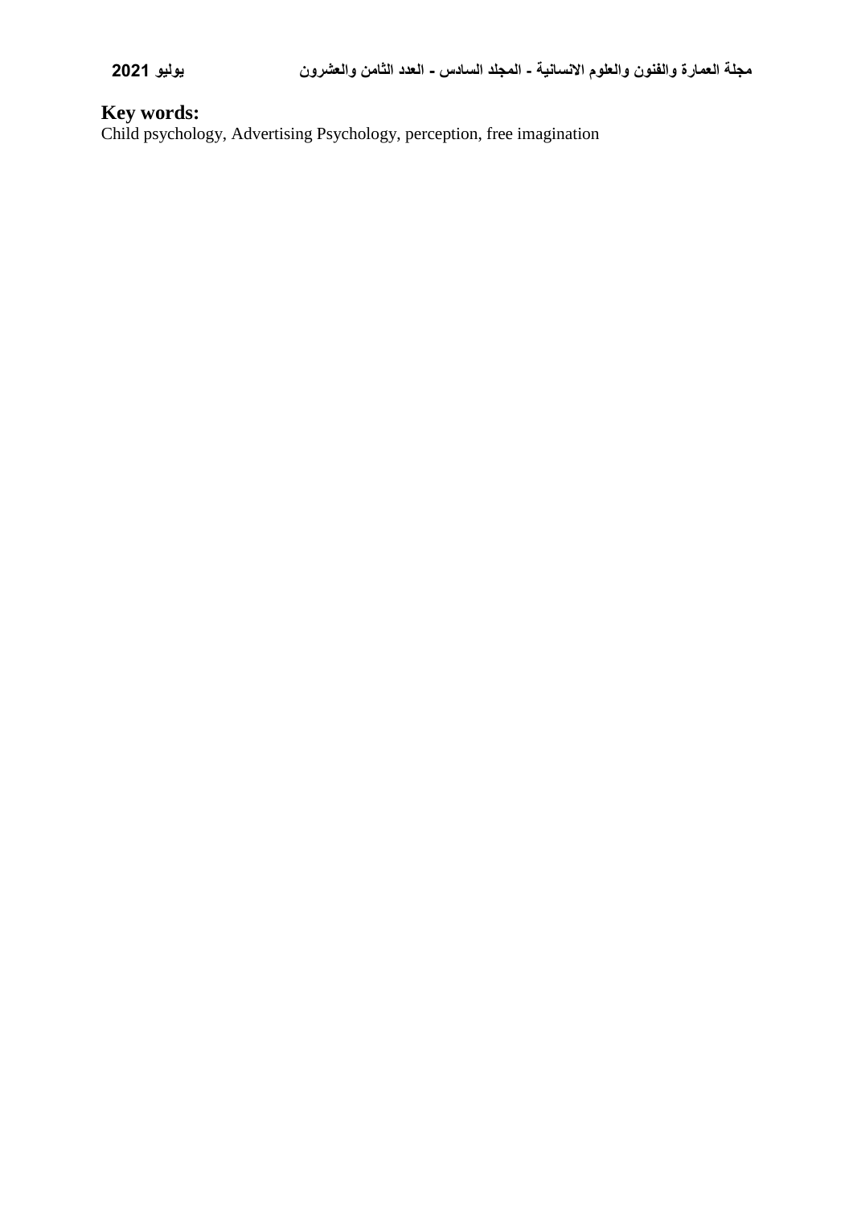**Key words:**
Child psychology, Advertising Psychology, perception, free imagination